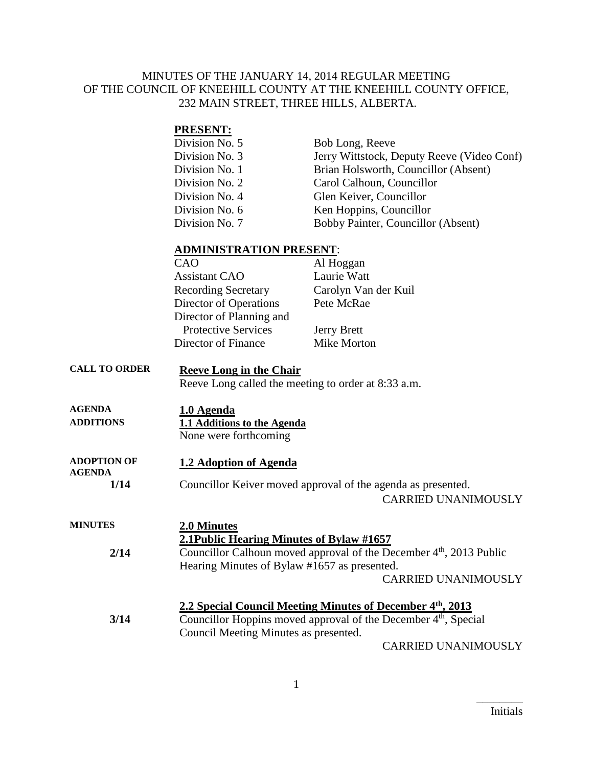MINUTES OF THE JANUARY 14, 2014 REGULAR MEETING OF THE COUNCIL OF KNEEHILL COUNTY AT THE KNEEHILL COUNTY OFFICE, 232 MAIN STREET, THREE HILLS, ALBERTA.

**PRESENT:**

| | |
|---|---|
| Division No. 5 | Bob Long, Reeve |
| Division No. 3 | Jerry Wittstock, Deputy Reeve (Video Conf) |
| Division No. 1 | Brian Holsworth, Councillor (Absent) |
| Division No. 2 | Carol Calhoun, Councillor |
| Division No. 4 | Glen Keiver, Councillor |
| Division No. 6 | Ken Hoppins, Councillor |
| Division No. 7 | Bobby Painter, Councillor (Absent) |

**ADMINISTRATION PRESENT**:

| | |
|---|---|
| CAO | Al Hoggan |
| Assistant CAO | Laurie Watt |
| Recording Secretary | Carolyn Van der Kuil |
| Director of Operations | Pete McRae |
| Director of Planning and Protective Services | Jerry Brett |
| Director of Finance | Mike Morton |

**CALL TO ORDER**

**Reeve Long in the Chair**

Reeve Long called the meeting to order at 8:33 a.m.

**AGENDA**

**1.0 Agenda**

**ADDITIONS**

**1.1 Additions to the Agenda**

None were forthcoming

**ADOPTION OF AGENDA**

**1.2 Adoption of Agenda**

**1/14** Councillor Keiver moved approval of the agenda as presented.

CARRIED UNANIMOUSLY

**MINUTES**

**2.0 Minutes**

**2.1Public Hearing Minutes of Bylaw #1657**

**2/14** Councillor Calhoun moved approval of the December 4th, 2013 Public Hearing Minutes of Bylaw #1657 as presented.

CARRIED UNANIMOUSLY

**2.2 Special Council Meeting Minutes of December 4th, 2013**

**3/14** Councillor Hoppins moved approval of the December 4th, Special Council Meeting Minutes as presented.

CARRIED UNANIMOUSLY

________
Initials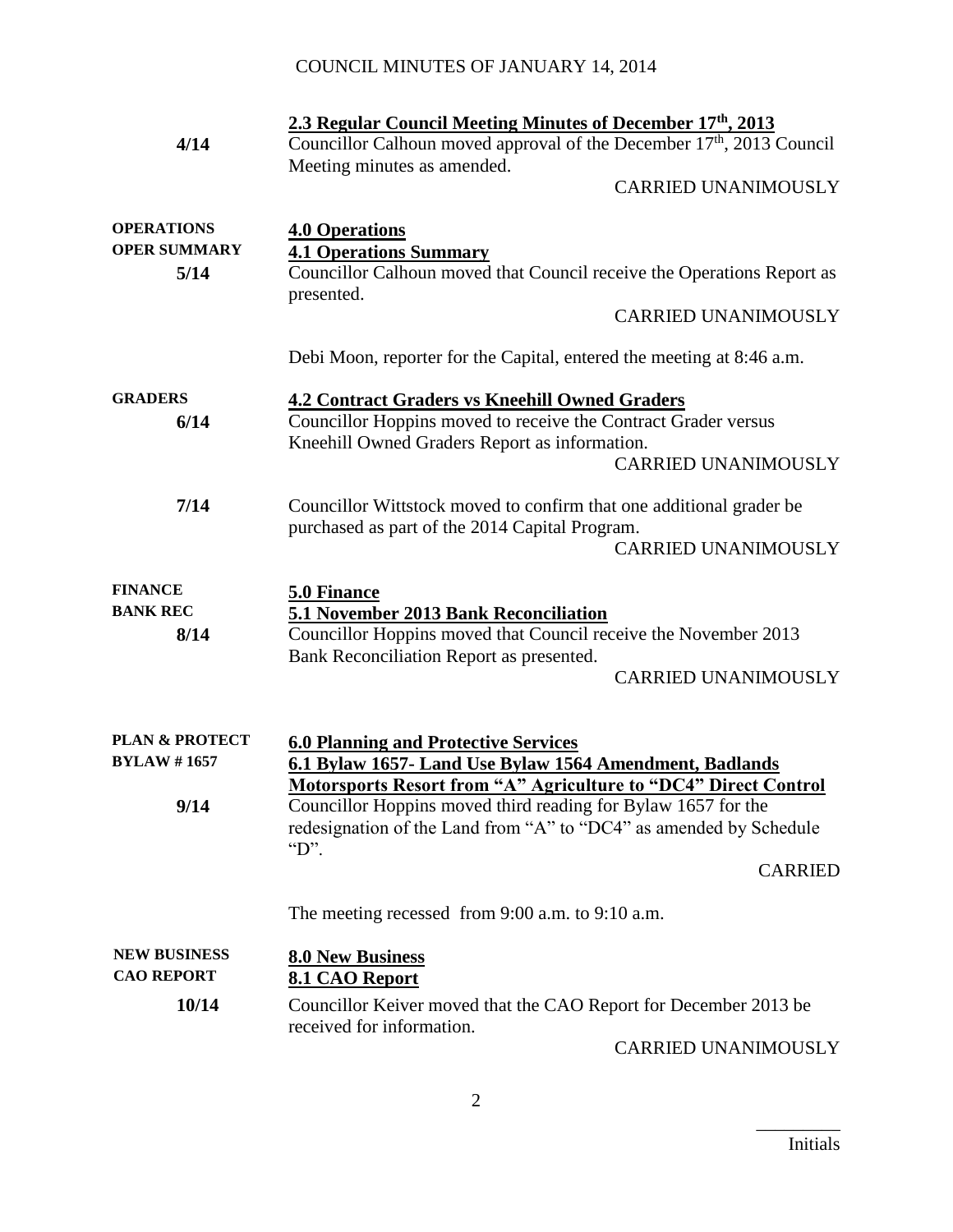**2.3 Regular Council Meeting Minutes of December 17th, 2013**

4/14 Councillor Calhoun moved approval of the December 17th, 2013 Council Meeting minutes as amended.

CARRIED UNANIMOUSLY

OPERATIONS

**4.0 Operations**

OPER SUMMARY

**4.1 Operations Summary**

5/14 Councillor Calhoun moved that Council receive the Operations Report as presented.

CARRIED UNANIMOUSLY

Debi Moon, reporter for the Capital, entered the meeting at 8:46 a.m.

GRADERS

**4.2 Contract Graders vs Kneehill Owned Graders**

6/14 Councillor Hoppins moved to receive the Contract Grader versus Kneehill Owned Graders Report as information.

CARRIED UNANIMOUSLY

7/14 Councillor Wittstock moved to confirm that one additional grader be purchased as part of the 2014 Capital Program.

CARRIED UNANIMOUSLY

FINANCE

**5.0 Finance**

BANK REC

**5.1 November 2013 Bank Reconciliation**

8/14 Councillor Hoppins moved that Council receive the November 2013 Bank Reconciliation Report as presented.

CARRIED UNANIMOUSLY

PLAN & PROTECT

**6.0 Planning and Protective Services**

BYLAW # 1657

**6.1 Bylaw 1657- Land Use Bylaw 1564 Amendment, Badlands Motorsports Resort from "A" Agriculture to "DC4" Direct Control**

9/14 Councillor Hoppins moved third reading for Bylaw 1657 for the redesignation of the Land from "A" to "DC4" as amended by Schedule "D".

CARRIED

The meeting recessed from 9:00 a.m. to 9:10 a.m.

NEW BUSINESS

**8.0 New Business**

CAO REPORT

**8.1 CAO Report**

10/14 Councillor Keiver moved that the CAO Report for December 2013 be received for information.

CARRIED UNANIMOUSLY

_________

Initials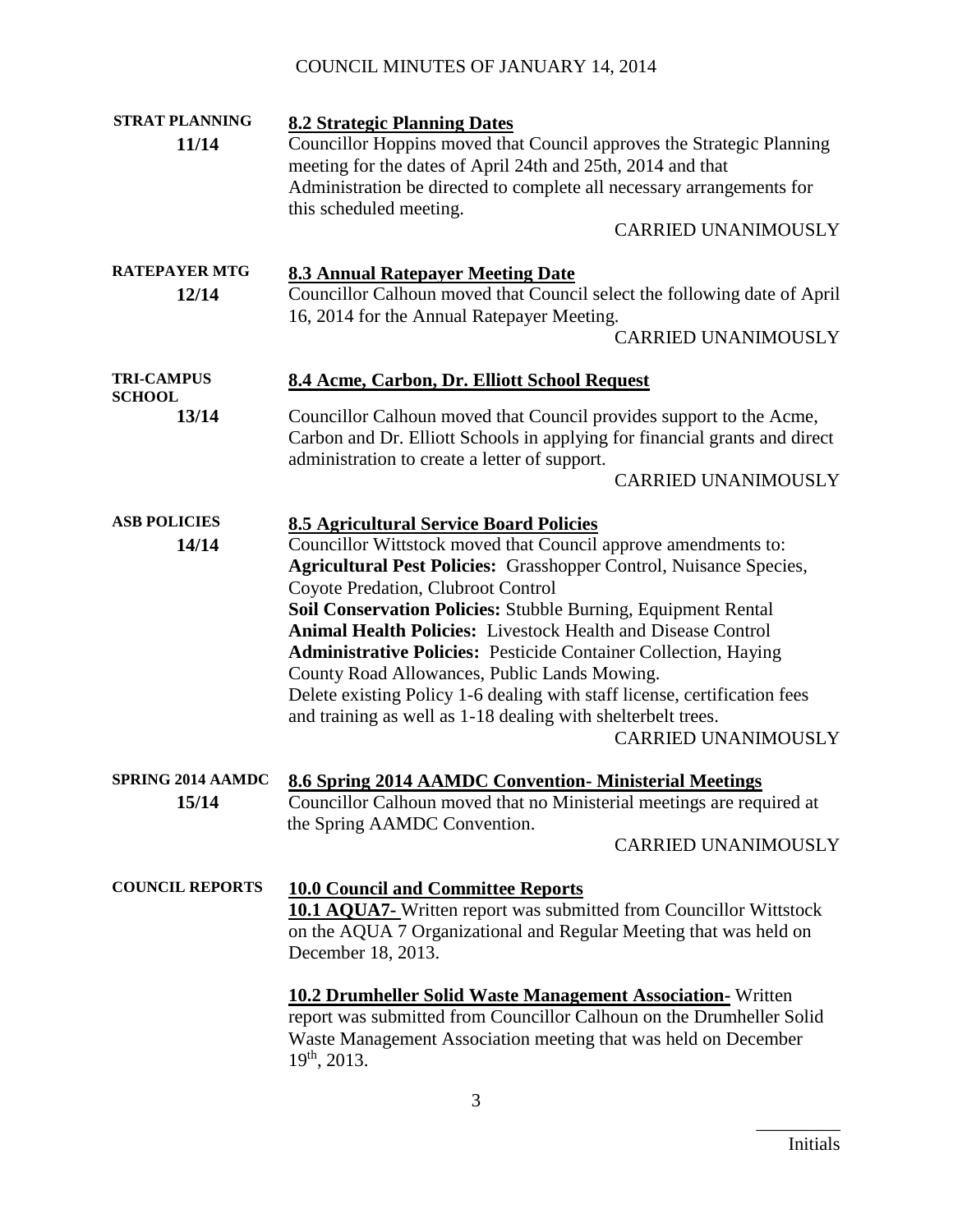**STRAT PLANNING**
**11/14**

**8.2 Strategic Planning Dates**

Councillor Hoppins moved that Council approves the Strategic Planning meeting for the dates of April 24th and 25th, 2014 and that Administration be directed to complete all necessary arrangements for this scheduled meeting.

CARRIED UNANIMOUSLY

**RATEPAYER MTG**
**12/14**

**8.3 Annual Ratepayer Meeting Date**

Councillor Calhoun moved that Council select the following date of April 16, 2014 for the Annual Ratepayer Meeting.

CARRIED UNANIMOUSLY

**TRI-CAMPUS SCHOOL**
**13/14**

**8.4 Acme, Carbon, Dr. Elliott School Request**

Councillor Calhoun moved that Council provides support to the Acme, Carbon and Dr. Elliott Schools in applying for financial grants and direct administration to create a letter of support.

CARRIED UNANIMOUSLY

**ASB POLICIES**
**14/14**

**8.5 Agricultural Service Board Policies**

Councillor Wittstock moved that Council approve amendments to:
**Agricultural Pest Policies:** Grasshopper Control, Nuisance Species, Coyote Predation, Clubroot Control
**Soil Conservation Policies:** Stubble Burning, Equipment Rental
**Animal Health Policies:** Livestock Health and Disease Control
**Administrative Policies:** Pesticide Container Collection, Haying County Road Allowances, Public Lands Mowing.
Delete existing Policy 1-6 dealing with staff license, certification fees and training as well as 1-18 dealing with shelterbelt trees.

CARRIED UNANIMOUSLY

**SPRING 2014 AAMDC**
**15/14**

**8.6 Spring 2014 AAMDC Convention- Ministerial Meetings**

Councillor Calhoun moved that no Ministerial meetings are required at the Spring AAMDC Convention.

CARRIED UNANIMOUSLY

**COUNCIL REPORTS**

**10.0 Council and Committee Reports**

**10.1 AQUA7-** Written report was submitted from Councillor Wittstock on the AQUA 7 Organizational and Regular Meeting that was held on December 18, 2013.

**10.2 Drumheller Solid Waste Management Association-** Written report was submitted from Councillor Calhoun on the Drumheller Solid Waste Management Association meeting that was held on December 19th, 2013.

_________
Initials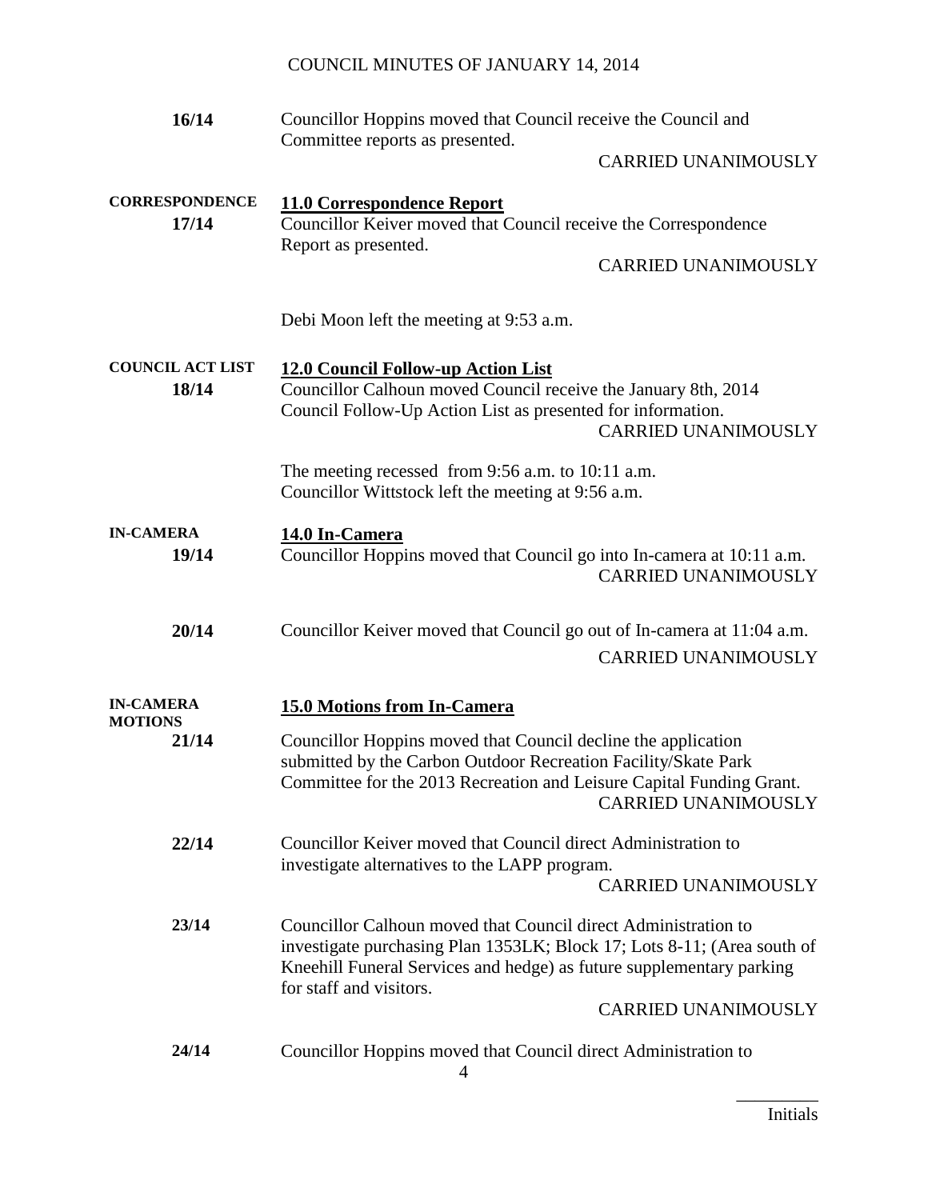**16/14** Councillor Hoppins moved that Council receive the Council and Committee reports as presented.

CARRIED UNANIMOUSLY

**CORRESPONDENCE**

**17/14**

## 11.0 Correspondence Report

Councillor Keiver moved that Council receive the Correspondence Report as presented.

CARRIED UNANIMOUSLY

Debi Moon left the meeting at 9:53 a.m.

**COUNCIL ACT LIST**

**18/14**

## 12.0 Council Follow-up Action List

Councillor Calhoun moved Council receive the January 8th, 2014 Council Follow-Up Action List as presented for information.

CARRIED UNANIMOUSLY

The meeting recessed from 9:56 a.m. to 10:11 a.m.
Councillor Wittstock left the meeting at 9:56 a.m.

**IN-CAMERA**

**19/14**

## 14.0 In-Camera

Councillor Hoppins moved that Council go into In-camera at 10:11 a.m.

CARRIED UNANIMOUSLY

**20/14** Councillor Keiver moved that Council go out of In-camera at 11:04 a.m.

CARRIED UNANIMOUSLY

**IN-CAMERA MOTIONS**

## 15.0 Motions from In-Camera

**21/14** Councillor Hoppins moved that Council decline the application submitted by the Carbon Outdoor Recreation Facility/Skate Park Committee for the 2013 Recreation and Leisure Capital Funding Grant.

CARRIED UNANIMOUSLY

**22/14** Councillor Keiver moved that Council direct Administration to investigate alternatives to the LAPP program.

CARRIED UNANIMOUSLY

**23/14** Councillor Calhoun moved that Council direct Administration to investigate purchasing Plan 1353LK; Block 17; Lots 8-11; (Area south of Kneehill Funeral Services and hedge) as future supplementary parking for staff and visitors.

CARRIED UNANIMOUSLY

**24/14** Councillor Hoppins moved that Council direct Administration to

_________
Initials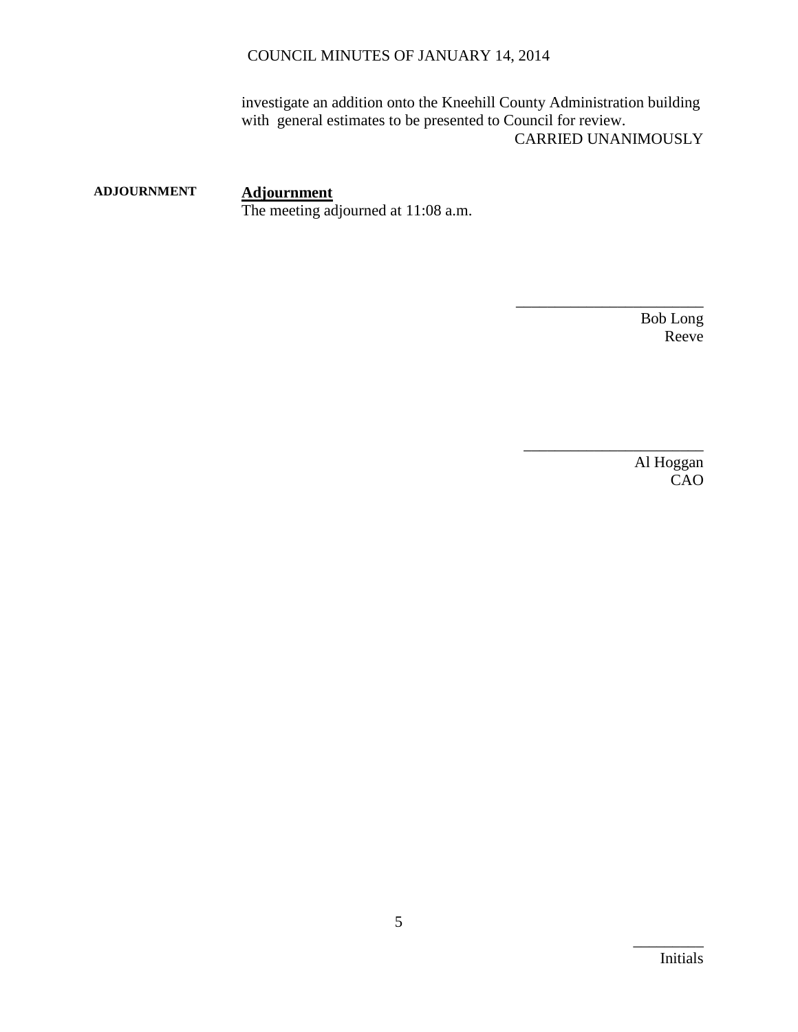investigate an addition onto the Kneehill County Administration building with general estimates to be presented to Council for review.

CARRIED UNANIMOUSLY

**ADJOURNMENT**

## Adjournment

The meeting adjourned at 11:08 a.m.

\_\_\_\_\_\_\_\_\_\_\_\_\_\_\_\_\_\_\_\_\_\_\_\_

Bob Long
Reeve

\_\_\_\_\_\_\_\_\_\_\_\_\_\_\_\_\_\_\_\_\_\_\_\_

Al Hoggan
CAO

\_\_\_\_\_\_\_\_\_

Initials